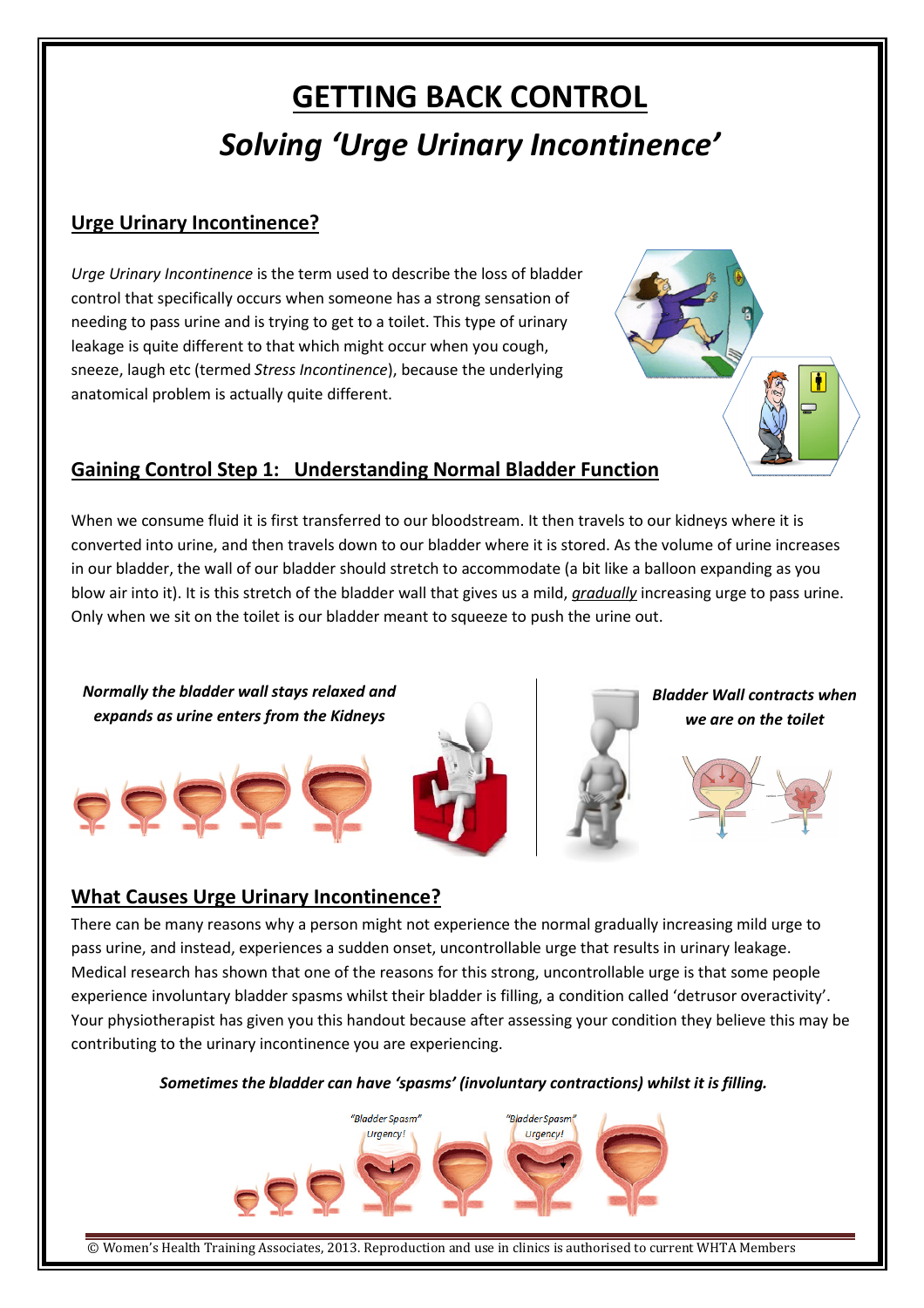# GETTING BACK CONTROL

## *Solving 'Urge Urinary Incontinence'*

### Urge Urinary Incontinence?

*Urge Urinary Incontinence* is the term used to describe the loss of bladder control that specifically occurs when someone has a strong sensation of needing to pass urine and is trying to get to a toilet. This type of urinary leakage is quite different to that which might occur when you cough, sneeze, laugh etc (termed *Stress Incontinence*), because the underlying anatomical problem is actually quite different.

### Gaining Control Step 1: Understanding Normal Bladder Function

When we consume fluid it is first transferred to our bloodstream. It then travels to our kidneys where it is converted into urine, and then travels down to our bladder where it is stored. As the volume of urine increases in our bladder, the wall of our bladder should stretch to accommodate (a bit like a balloon expanding as you blow air into it). It is this stretch of the bladder wall that gives us a mild, ***gradually*** increasing urge to pass urine. Only when we sit on the toilet is our bladder meant to squeeze to push the urine out.

***Normally the bladder wall stays relaxed and expands as urine enters from the Kidneys***

***Bladder Wall contracts when we are on the toilet***

### What Causes Urge Urinary Incontinence?

There can be many reasons why a person might not experience the normal gradually increasing mild urge to pass urine, and instead, experiences a sudden onset, uncontrollable urge that results in urinary leakage. Medical research has shown that one of the reasons for this strong, uncontrollable urge is that some people experience involuntary bladder spasms whilst their bladder is filling, a condition called 'detrusor overactivity'. Your physiotherapist has given you this handout because after assessing your condition they believe this may be contributing to the urinary incontinence you are experiencing.

***Sometimes the bladder can have 'spasms' (involuntary contractions) whilst it is filling.***

© Women's Health Training Associates, 2013. Reproduction and use in clinics is authorised to current WHTA Members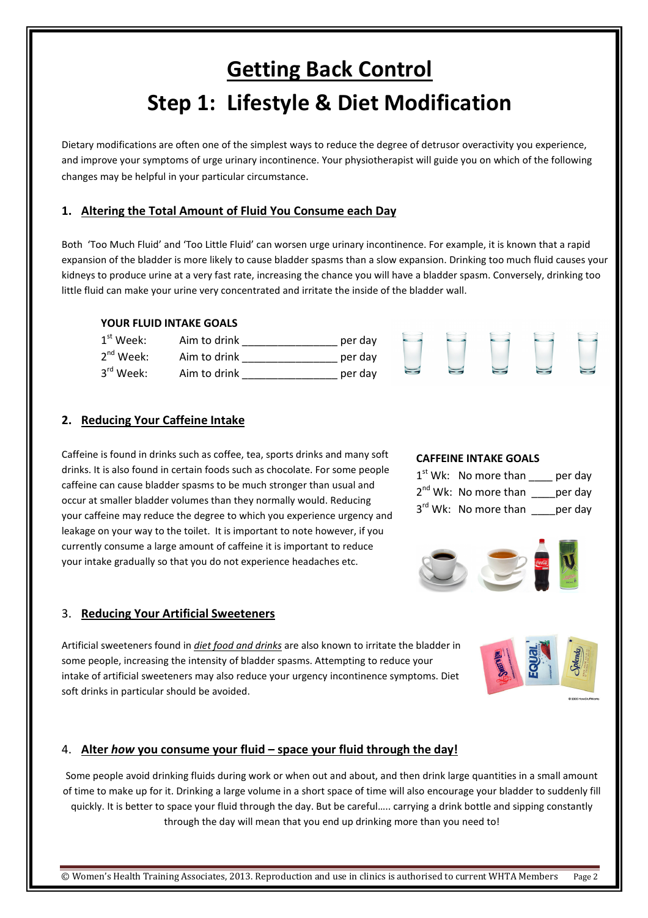# Getting Back Control

# Step 1: Lifestyle & Diet Modification

Dietary modifications are often one of the simplest ways to reduce the degree of detrusor overactivity you experience, and improve your symptoms of urge urinary incontinence. Your physiotherapist will guide you on which of the following changes may be helpful in your particular circumstance.

## 1. Altering the Total Amount of Fluid You Consume each Day

Both 'Too Much Fluid' and 'Too Little Fluid' can worsen urge urinary incontinence. For example, it is known that a rapid expansion of the bladder is more likely to cause bladder spasms than a slow expansion. Drinking too much fluid causes your kidneys to produce urine at a very fast rate, increasing the chance you will have a bladder spasm. Conversely, drinking too little fluid can make your urine very concentrated and irritate the inside of the bladder wall.

**YOUR FLUID INTAKE GOALS**

1st Week: Aim to drink ________________ per day

2nd Week: Aim to drink ________________ per day

3rd Week: Aim to drink ________________ per day

## 2. Reducing Your Caffeine Intake

Caffeine is found in drinks such as coffee, tea, sports drinks and many soft drinks. It is also found in certain foods such as chocolate. For some people caffeine can cause bladder spasms to be much stronger than usual and occur at smaller bladder volumes than they normally would. Reducing your caffeine may reduce the degree to which you experience urgency and leakage on your way to the toilet. It is important to note however, if you currently consume a large amount of caffeine it is important to reduce your intake gradually so that you do not experience headaches etc.

**CAFFEINE INTAKE GOALS**

1st Wk: No more than ____ per day

2nd Wk: No more than ____per day

3rd Wk: No more than ____per day

## 3. Reducing Your Artificial Sweeteners

Artificial sweeteners found in *diet food and drinks* are also known to irritate the bladder in some people, increasing the intensity of bladder spasms. Attempting to reduce your intake of artificial sweeteners may also reduce your urgency incontinence symptoms. Diet soft drinks in particular should be avoided.

## 4. Alter *how* you consume your fluid – space your fluid through the day!

Some people avoid drinking fluids during work or when out and about, and then drink large quantities in a small amount of time to make up for it. Drinking a large volume in a short space of time will also encourage your bladder to suddenly fill quickly. It is better to space your fluid through the day. But be careful….. carrying a drink bottle and sipping constantly through the day will mean that you end up drinking more than you need to!

© Women's Health Training Associates, 2013. Reproduction and use in clinics is authorised to current WHTA Members